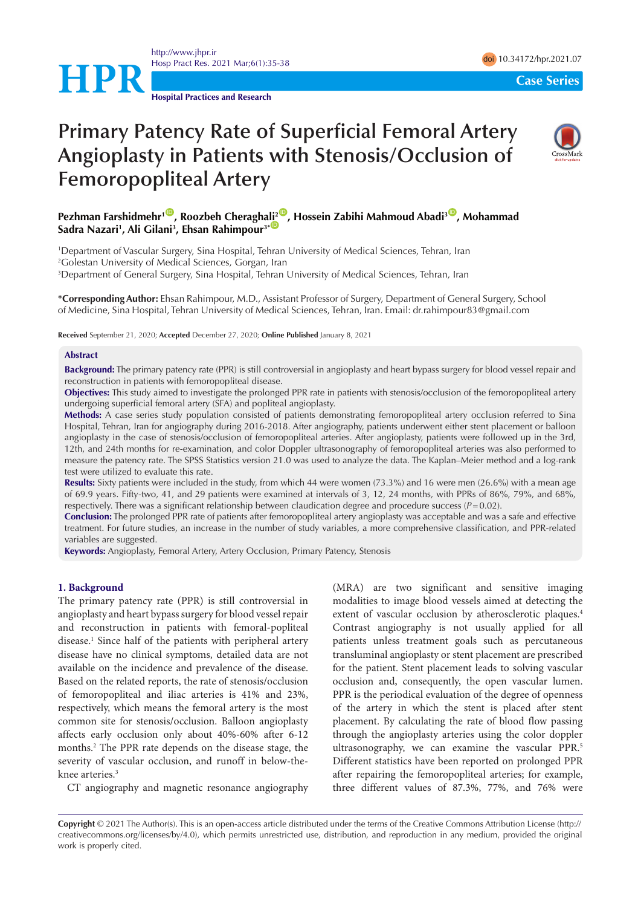Case Series

# Primary Patency Rate of Superficial Femoral Artery Angioplasty in Patients with Stenosis/Occlusion of Femoropopliteal Artery

**Pezhman Farshidmehr[1], Roozbeh Cheraghali[2], Hossein Zabihi Mahmoud Abadi[3], Mohammad Sadra Nazari[1], Ali Gilani[3], Ehsan Rahimpour[3*]**

[1]Department of Vascular Surgery, Sina Hospital, Tehran University of Medical Sciences, Tehran, Iran
[2]Golestan University of Medical Sciences, Gorgan, Iran
[3]Department of General Surgery, Sina Hospital, Tehran University of Medical Sciences, Tehran, Iran

**\*Corresponding Author:** Ehsan Rahimpour, M.D., Assistant Professor of Surgery, Department of General Surgery, School of Medicine, Sina Hospital, Tehran University of Medical Sciences, Tehran, Iran. Email: dr.rahimpour83@gmail.com

**Received** September 21, 2020; **Accepted** December 27, 2020; **Online Published** January 8, 2021

## Abstract

**Background:** The primary patency rate (PPR) is still controversial in angioplasty and heart bypass surgery for blood vessel repair and reconstruction in patients with femoropopliteal disease.

**Objectives:** This study aimed to investigate the prolonged PPR rate in patients with stenosis/occlusion of the femoropopliteal artery undergoing superficial femoral artery (SFA) and popliteal angioplasty.

**Methods:** A case series study population consisted of patients demonstrating femoropopliteal artery occlusion referred to Sina Hospital, Tehran, Iran for angiography during 2016-2018. After angiography, patients underwent either stent placement or balloon angioplasty in the case of stenosis/occlusion of femoropopliteal arteries. After angioplasty, patients were followed up in the 3rd, 12th, and 24th months for re-examination, and color Doppler ultrasonography of femoropopliteal arteries was also performed to measure the patency rate. The SPSS Statistics version 21.0 was used to analyze the data. The Kaplan–Meier method and a log-rank test were utilized to evaluate this rate.

**Results:** Sixty patients were included in the study, from which 44 were women (73.3%) and 16 were men (26.6%) with a mean age of 69.9 years. Fifty-two, 41, and 29 patients were examined at intervals of 3, 12, 24 months, with PPRs of 86%, 79%, and 68%, respectively. There was a significant relationship between claudication degree and procedure success ($P = 0.02$).

**Conclusion:** The prolonged PPR rate of patients after femoropopliteal artery angioplasty was acceptable and was a safe and effective treatment. For future studies, an increase in the number of study variables, a more comprehensive classification, and PPR-related variables are suggested.

**Keywords:** Angioplasty, Femoral Artery, Artery Occlusion, Primary Patency, Stenosis

## 1. Background

The primary patency rate (PPR) is still controversial in angioplasty and heart bypass surgery for blood vessel repair and reconstruction in patients with femoral-popliteal disease.[1] Since half of the patients with peripheral artery disease have no clinical symptoms, detailed data are not available on the incidence and prevalence of the disease. Based on the related reports, the rate of stenosis/occlusion of femoropopliteal and iliac arteries is 41% and 23%, respectively, which means the femoral artery is the most common site for stenosis/occlusion. Balloon angioplasty affects early occlusion only about 40%-60% after 6-12 months.[2] The PPR rate depends on the disease stage, the severity of vascular occlusion, and runoff in below-the-knee arteries.[3]

CT angiography and magnetic resonance angiography (MRA) are two significant and sensitive imaging modalities to image blood vessels aimed at detecting the extent of vascular occlusion by atherosclerotic plaques.[4] Contrast angiography is not usually applied for all patients unless treatment goals such as percutaneous transluminal angioplasty or stent placement are prescribed for the patient. Stent placement leads to solving vascular occlusion and, consequently, the open vascular lumen. PPR is the periodical evaluation of the degree of openness of the artery in which the stent is placed after stent placement. By calculating the rate of blood flow passing through the angioplasty arteries using the color doppler ultrasonography, we can examine the vascular PPR.[5] Different statistics have been reported on prolonged PPR after repairing the femoropopliteal arteries; for example, three different values of 87.3%, 77%, and 76% were

**Copyright** © 2021 The Author(s). This is an open-access article distributed under the terms of the Creative Commons Attribution License (http://creativecommons.org/licenses/by/4.0), which permits unrestricted use, distribution, and reproduction in any medium, provided the original work is properly cited.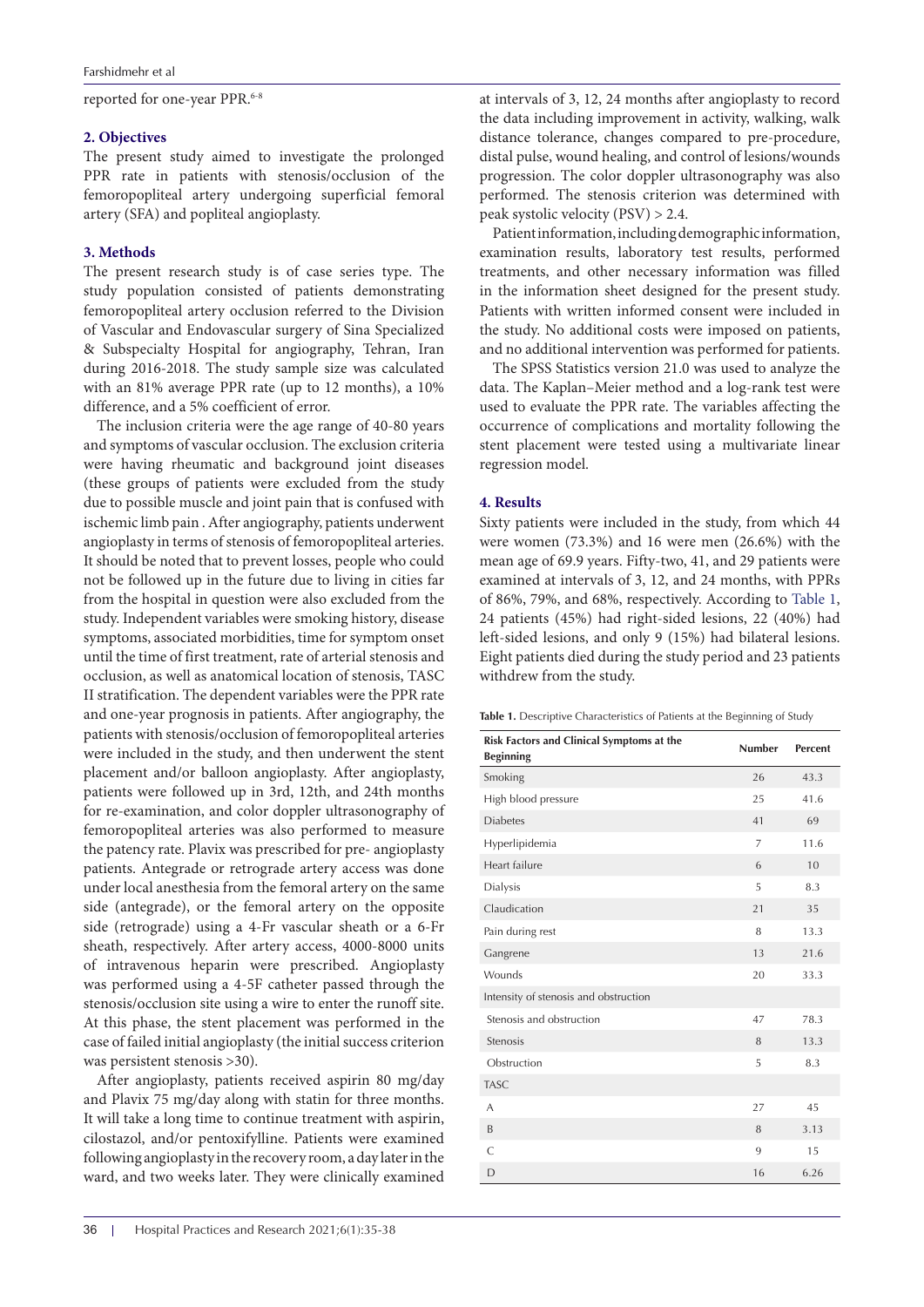reported for one-year PPR.[6-8]

## 2. Objectives

The present study aimed to investigate the prolonged PPR rate in patients with stenosis/occlusion of the femoropopliteal artery undergoing superficial femoral artery (SFA) and popliteal angioplasty.

## 3. Methods

The present research study is of case series type. The study population consisted of patients demonstrating femoropopliteal artery occlusion referred to the Division of Vascular and Endovascular surgery of Sina Specialized & Subspecialty Hospital for angiography, Tehran, Iran during 2016-2018. The study sample size was calculated with an 81% average PPR rate (up to 12 months), a 10% difference, and a 5% coefficient of error.

The inclusion criteria were the age range of 40-80 years and symptoms of vascular occlusion. The exclusion criteria were having rheumatic and background joint diseases (these groups of patients were excluded from the study due to possible muscle and joint pain that is confused with ischemic limb pain . After angiography, patients underwent angioplasty in terms of stenosis of femoropopliteal arteries. It should be noted that to prevent losses, people who could not be followed up in the future due to living in cities far from the hospital in question were also excluded from the study. Independent variables were smoking history, disease symptoms, associated morbidities, time for symptom onset until the time of first treatment, rate of arterial stenosis and occlusion, as well as anatomical location of stenosis, TASC II stratification. The dependent variables were the PPR rate and one-year prognosis in patients. After angiography, the patients with stenosis/occlusion of femoropopliteal arteries were included in the study, and then underwent the stent placement and/or balloon angioplasty. After angioplasty, patients were followed up in 3rd, 12th, and 24th months for re-examination, and color doppler ultrasonography of femoropopliteal arteries was also performed to measure the patency rate. Plavix was prescribed for pre- angioplasty patients. Antegrade or retrograde artery access was done under local anesthesia from the femoral artery on the same side (antegrade), or the femoral artery on the opposite side (retrograde) using a 4-Fr vascular sheath or a 6-Fr sheath, respectively. After artery access, 4000-8000 units of intravenous heparin were prescribed. Angioplasty was performed using a 4-5F catheter passed through the stenosis/occlusion site using a wire to enter the runoff site. At this phase, the stent placement was performed in the case of failed initial angioplasty (the initial success criterion was persistent stenosis >30).

After angioplasty, patients received aspirin 80 mg/day and Plavix 75 mg/day along with statin for three months. It will take a long time to continue treatment with aspirin, cilostazol, and/or pentoxifylline. Patients were examined following angioplasty in the recovery room, a day later in the ward, and two weeks later. They were clinically examined at intervals of 3, 12, 24 months after angioplasty to record the data including improvement in activity, walking, walk distance tolerance, changes compared to pre-procedure, distal pulse, wound healing, and control of lesions/wounds progression. The color doppler ultrasonography was also performed. The stenosis criterion was determined with peak systolic velocity (PSV) > 2.4.

Patient information, including demographic information, examination results, laboratory test results, performed treatments, and other necessary information was filled in the information sheet designed for the present study. Patients with written informed consent were included in the study. No additional costs were imposed on patients, and no additional intervention was performed for patients.

The SPSS Statistics version 21.0 was used to analyze the data. The Kaplan–Meier method and a log-rank test were used to evaluate the PPR rate. The variables affecting the occurrence of complications and mortality following the stent placement were tested using a multivariate linear regression model.

## 4. Results

Sixty patients were included in the study, from which 44 were women (73.3%) and 16 were men (26.6%) with the mean age of 69.9 years. Fifty-two, 41, and 29 patients were examined at intervals of 3, 12, and 24 months, with PPRs of 86%, 79%, and 68%, respectively. According to Table 1, 24 patients (45%) had right-sided lesions, 22 (40%) had left-sided lesions, and only 9 (15%) had bilateral lesions. Eight patients died during the study period and 23 patients withdrew from the study.

**Table 1.** Descriptive Characteristics of Patients at the Beginning of Study

| Risk Factors and Clinical Symptoms at the Beginning | Number | Percent |
|---|---|---|
| Smoking | 26 | 43.3 |
| High blood pressure | 25 | 41.6 |
| Diabetes | 41 | 69 |
| Hyperlipidemia | 7 | 11.6 |
| Heart failure | 6 | 10 |
| Dialysis | 5 | 8.3 |
| Claudication | 21 | 35 |
| Pain during rest | 8 | 13.3 |
| Gangrene | 13 | 21.6 |
| Wounds | 20 | 33.3 |
| Intensity of stenosis and obstruction | | |
| Stenosis and obstruction | 47 | 78.3 |
| Stenosis | 8 | 13.3 |
| Obstruction | 5 | 8.3 |
| TASC | | |
| A | 27 | 45 |
| B | 8 | 3.13 |
| C | 9 | 15 |
| D | 16 | 6.26 |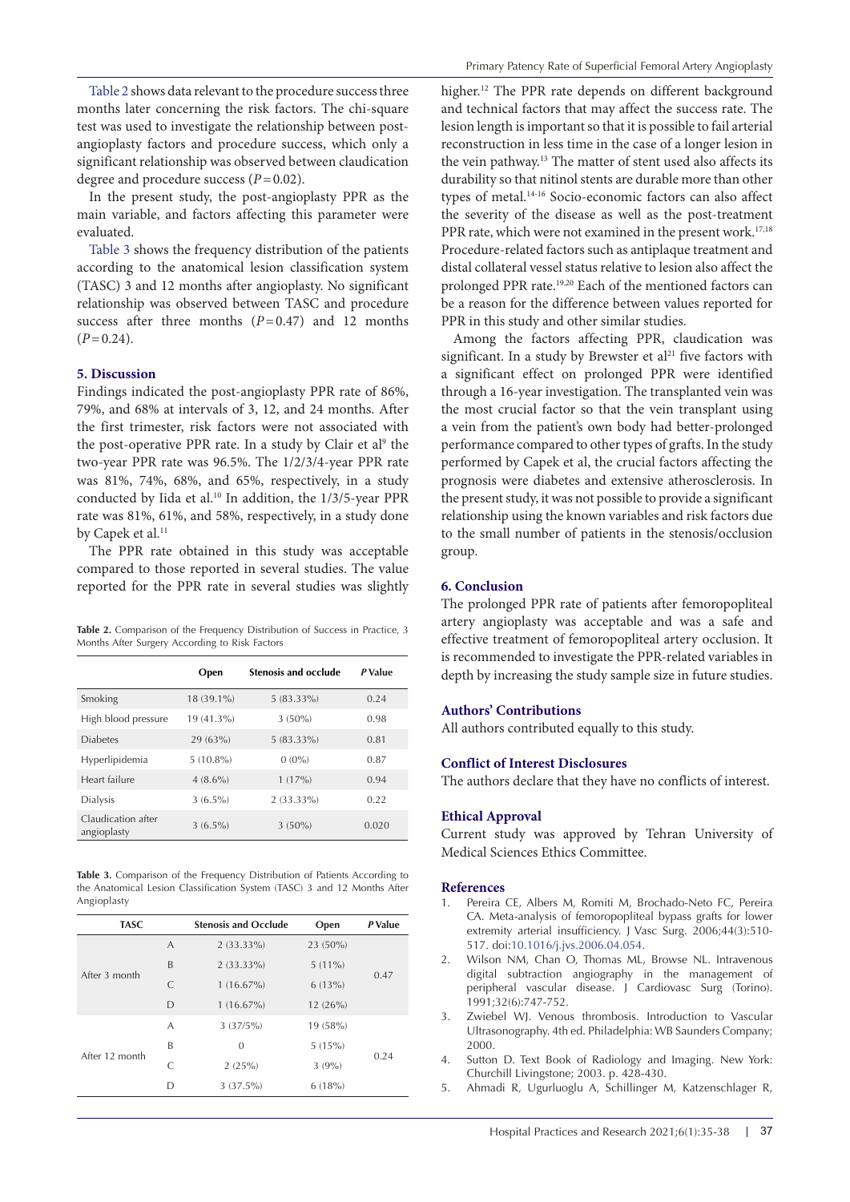Table 2 shows data relevant to the procedure success three months later concerning the risk factors. The chi-square test was used to investigate the relationship between post-angioplasty factors and procedure success, which only a significant relationship was observed between claudication degree and procedure success (*P* = 0.02).

In the present study, the post-angioplasty PPR as the main variable, and factors affecting this parameter were evaluated.

Table 3 shows the frequency distribution of the patients according to the anatomical lesion classification system (TASC) 3 and 12 months after angioplasty. No significant relationship was observed between TASC and procedure success after three months (*P* = 0.47) and 12 months (*P* = 0.24).

**Table 2.** Comparison of the Frequency Distribution of Success in Practice, 3 Months After Surgery According to Risk Factors

| | Open | Stenosis and occlude | *P* Value |
|---|---|---|---|
| Smoking | 18 (39.1%) | 5 (83.33%) | 0.24 |
| High blood pressure | 19 (41.3%) | 3 (50%) | 0.98 |
| Diabetes | 29 (63%) | 5 (83.33%) | 0.81 |
| Hyperlipidemia | 5 (10.8%) | 0 (0%) | 0.87 |
| Heart failure | 4 (8.6%) | 1 (17%) | 0.94 |
| Dialysis | 3 (6.5%) | 2 (33.33%) | 0.22 |
| Claudication after angioplasty | 3 (6.5%) | 3 (50%) | 0.020 |

**Table 3.** Comparison of the Frequency Distribution of Patients According to the Anatomical Lesion Classification System (TASC) 3 and 12 Months After Angioplasty

| TASC | | Stenosis and Occlude | Open | *P* Value |
|---|---|---|---|---|
| After 3 month | A | 2 (33.33%) | 23 (50%) | 0.47 |
| | B | 2 (33.33%) | 5 (11%) | |
| | C | 1 (16.67%) | 6 (13%) | |
| | D | 1 (16.67%) | 12 (26%) | |
| After 12 month | A | 3 (37/5%) | 19 (58%) | 0.24 |
| | B | 0 | 5 (15%) | |
| | C | 2 (25%) | 3 (9%) | |
| | D | 3 (37.5%) | 6 (18%) | |

## 5. Discussion

Findings indicated the post-angioplasty PPR rate of 86%, 79%, and 68% at intervals of 3, 12, and 24 months. After the first trimester, risk factors were not associated with the post-operative PPR rate. In a study by Clair et al[9] the two-year PPR rate was 96.5%. The 1/2/3/4-year PPR rate was 81%, 74%, 68%, and 65%, respectively, in a study conducted by Iida et al.[10] In addition, the 1/3/5-year PPR rate was 81%, 61%, and 58%, respectively, in a study done by Capek et al.[11]

The PPR rate obtained in this study was acceptable compared to those reported in several studies. The value reported for the PPR rate in several studies was slightly higher.[12] The PPR rate depends on different background and technical factors that may affect the success rate. The lesion length is important so that it is possible to fail arterial reconstruction in less time in the case of a longer lesion in the vein pathway.[13] The matter of stent used also affects its durability so that nitinol stents are durable more than other types of metal.[14-16] Socio-economic factors can also affect the severity of the disease as well as the post-treatment PPR rate, which were not examined in the present work.[17,18] Procedure-related factors such as antiplaque treatment and distal collateral vessel status relative to lesion also affect the prolonged PPR rate.[19,20] Each of the mentioned factors can be a reason for the difference between values reported for PPR in this study and other similar studies.

Among the factors affecting PPR, claudication was significant. In a study by Brewster et al[21] five factors with a significant effect on prolonged PPR were identified through a 16-year investigation. The transplanted vein was the most crucial factor so that the vein transplant using a vein from the patient's own body had better-prolonged performance compared to other types of grafts. In the study performed by Capek et al, the crucial factors affecting the prognosis were diabetes and extensive atherosclerosis. In the present study, it was not possible to provide a significant relationship using the known variables and risk factors due to the small number of patients in the stenosis/occlusion group.

## 6. Conclusion

The prolonged PPR rate of patients after femoropopliteal artery angioplasty was acceptable and was a safe and effective treatment of femoropopliteal artery occlusion. It is recommended to investigate the PPR-related variables in depth by increasing the study sample size in future studies.

## Authors' Contributions

All authors contributed equally to this study.

## Conflict of Interest Disclosures

The authors declare that they have no conflicts of interest.

## Ethical Approval

Current study was approved by Tehran University of Medical Sciences Ethics Committee.

## References

1. Pereira CE, Albers M, Romiti M, Brochado-Neto FC, Pereira CA. Meta-analysis of femoropopliteal bypass grafts for lower extremity arterial insufficiency. J Vasc Surg. 2006;44(3):510-517. doi:10.1016/j.jvs.2006.04.054.
2. Wilson NM, Chan O, Thomas ML, Browse NL. Intravenous digital subtraction angiography in the management of peripheral vascular disease. J Cardiovasc Surg (Torino). 1991;32(6):747-752.
3. Zwiebel WJ. Venous thrombosis. Introduction to Vascular Ultrasonography. 4th ed. Philadelphia: WB Saunders Company; 2000.
4. Sutton D. Text Book of Radiology and Imaging. New York: Churchill Livingstone; 2003. p. 428-430.
5. Ahmadi R, Ugurluoglu A, Schillinger M, Katzenschlager R,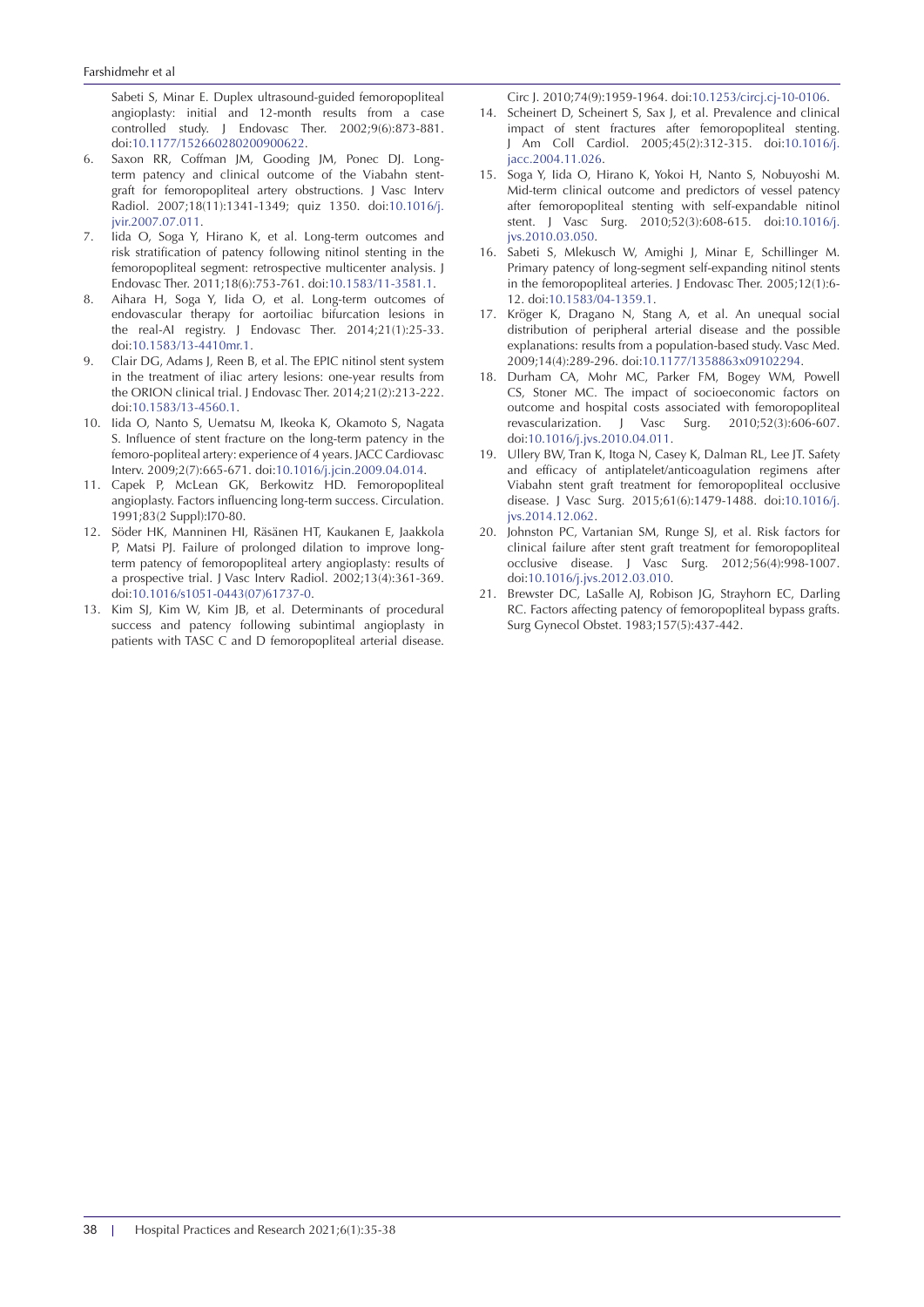Sabeti S, Minar E. Duplex ultrasound-guided femoropopliteal angioplasty: initial and 12-month results from a case controlled study. J Endovasc Ther. 2002;9(6):873-881. doi:10.1177/152660280200900622.

6. Saxon RR, Coffman JM, Gooding JM, Ponec DJ. Long-term patency and clinical outcome of the Viabahn stent-graft for femoropopliteal artery obstructions. J Vasc Interv Radiol. 2007;18(11):1341-1349; quiz 1350. doi:10.1016/j.jvir.2007.07.011.
7. Iida O, Soga Y, Hirano K, et al. Long-term outcomes and risk stratification of patency following nitinol stenting in the femoropopliteal segment: retrospective multicenter analysis. J Endovasc Ther. 2011;18(6):753-761. doi:10.1583/11-3581.1.
8. Aihara H, Soga Y, Iida O, et al. Long-term outcomes of endovascular therapy for aortoiliac bifurcation lesions in the real-AI registry. J Endovasc Ther. 2014;21(1):25-33. doi:10.1583/13-4410mr.1.
9. Clair DG, Adams J, Reen B, et al. The EPIC nitinol stent system in the treatment of iliac artery lesions: one-year results from the ORION clinical trial. J Endovasc Ther. 2014;21(2):213-222. doi:10.1583/13-4560.1.
10. Iida O, Nanto S, Uematsu M, Ikeoka K, Okamoto S, Nagata S. Influence of stent fracture on the long-term patency in the femoro-popliteal artery: experience of 4 years. JACC Cardiovasc Interv. 2009;2(7):665-671. doi:10.1016/j.jcin.2009.04.014.
11. Capek P, McLean GK, Berkowitz HD. Femoropopliteal angioplasty. Factors influencing long-term success. Circulation. 1991;83(2 Suppl):I70-80.
12. Söder HK, Manninen HI, Räsänen HT, Kaukanen E, Jaakkola P, Matsi PJ. Failure of prolonged dilation to improve long-term patency of femoropopliteal artery angioplasty: results of a prospective trial. J Vasc Interv Radiol. 2002;13(4):361-369. doi:10.1016/s1051-0443(07)61737-0.
13. Kim SJ, Kim W, Kim JB, et al. Determinants of procedural success and patency following subintimal angioplasty in patients with TASC C and D femoropopliteal arterial disease. Circ J. 2010;74(9):1959-1964. doi:10.1253/circj.cj-10-0106.
14. Scheinert D, Scheinert S, Sax J, et al. Prevalence and clinical impact of stent fractures after femoropopliteal stenting. J Am Coll Cardiol. 2005;45(2):312-315. doi:10.1016/j.jacc.2004.11.026.
15. Soga Y, Iida O, Hirano K, Yokoi H, Nanto S, Nobuyoshi M. Mid-term clinical outcome and predictors of vessel patency after femoropopliteal stenting with self-expandable nitinol stent. J Vasc Surg. 2010;52(3):608-615. doi:10.1016/j.jvs.2010.03.050.
16. Sabeti S, Mlekusch W, Amighi J, Minar E, Schillinger M. Primary patency of long-segment self-expanding nitinol stents in the femoropopliteal arteries. J Endovasc Ther. 2005;12(1):6-12. doi:10.1583/04-1359.1.
17. Kröger K, Dragano N, Stang A, et al. An unequal social distribution of peripheral arterial disease and the possible explanations: results from a population-based study. Vasc Med. 2009;14(4):289-296. doi:10.1177/1358863x09102294.
18. Durham CA, Mohr MC, Parker FM, Bogey WM, Powell CS, Stoner MC. The impact of socioeconomic factors on outcome and hospital costs associated with femoropopliteal revascularization. J Vasc Surg. 2010;52(3):606-607. doi:10.1016/j.jvs.2010.04.011.
19. Ullery BW, Tran K, Itoga N, Casey K, Dalman RL, Lee JT. Safety and efficacy of antiplatelet/anticoagulation regimens after Viabahn stent graft treatment for femoropopliteal occlusive disease. J Vasc Surg. 2015;61(6):1479-1488. doi:10.1016/j.jvs.2014.12.062.
20. Johnston PC, Vartanian SM, Runge SJ, et al. Risk factors for clinical failure after stent graft treatment for femoropopliteal occlusive disease. J Vasc Surg. 2012;56(4):998-1007. doi:10.1016/j.jvs.2012.03.010.
21. Brewster DC, LaSalle AJ, Robison JG, Strayhorn EC, Darling RC. Factors affecting patency of femoropopliteal bypass grafts. Surg Gynecol Obstet. 1983;157(5):437-442.